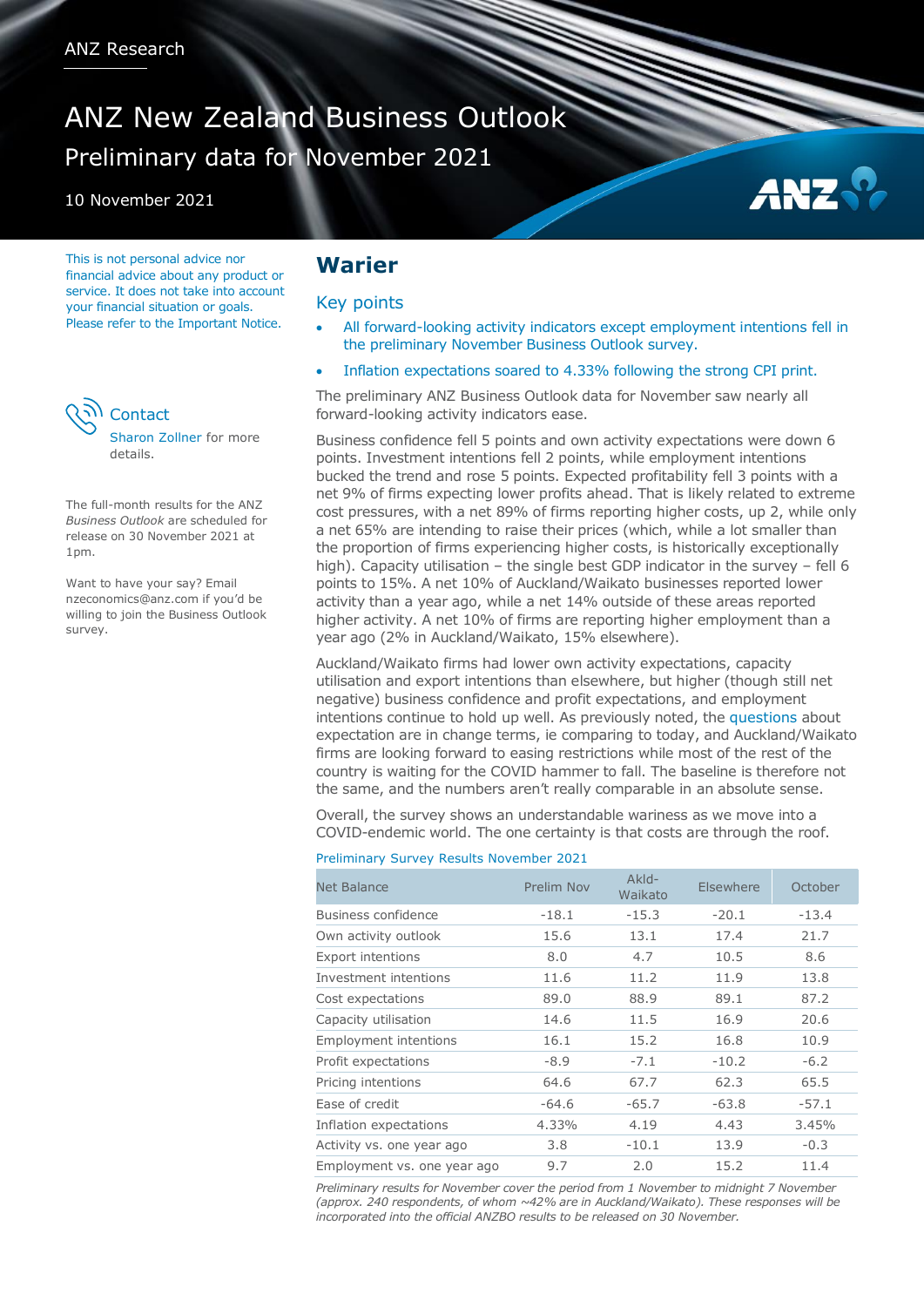ANZ Research

# ANZ New Zealand Business Outlook

## Preliminary data for November 2021

10 November 2021

This is not personal advice nor financial advice about any product or service. It does not take into account your financial situation or goals. Please refer to the Important Notice.

### Contact

Sharon Zollner for more details.

The full-month results for the ANZ *Business Outlook* are scheduled for release on 30 November 2021 at 1pm.

Want to have your say? Email nzeconomics@anz.com if you'd be willing to join the Business Outlook survey.

## Warier

### Key points

- All forward-looking activity indicators except employment intentions fell in the preliminary November Business Outlook survey.
- Inflation expectations soared to 4.33% following the strong CPI print.

The preliminary ANZ Business Outlook data for November saw nearly all forward-looking activity indicators ease.

Business confidence fell 5 points and own activity expectations were down 6 points. Investment intentions fell 2 points, while employment intentions bucked the trend and rose 5 points. Expected profitability fell 3 points with a net 9% of firms expecting lower profits ahead. That is likely related to extreme cost pressures, with a net 89% of firms reporting higher costs, up 2, while only a net 65% are intending to raise their prices (which, while a lot smaller than the proportion of firms experiencing higher costs, is historically exceptionally high). Capacity utilisation – the single best GDP indicator in the survey – fell 6 points to 15%. A net 10% of Auckland/Waikato businesses reported lower activity than a year ago, while a net 14% outside of these areas reported higher activity. A net 10% of firms are reporting higher employment than a year ago (2% in Auckland/Waikato, 15% elsewhere).

Auckland/Waikato firms had lower own activity expectations, capacity utilisation and export intentions than elsewhere, but higher (though still net negative) business confidence and profit expectations, and employment intentions continue to hold up well. As previously noted, the questions about expectation are in change terms, ie comparing to today, and Auckland/Waikato firms are looking forward to easing restrictions while most of the rest of the country is waiting for the COVID hammer to fall. The baseline is therefore not the same, and the numbers aren't really comparable in an absolute sense.

Overall, the survey shows an understandable wariness as we move into a COVID-endemic world. The one certainty is that costs are through the roof.

Preliminary Survey Results November 2021

| Net Balance | Prelim Nov | Akld-Waikato | Elsewhere | October |
|---|---|---|---|---|
| Business confidence | -18.1 | -15.3 | -20.1 | -13.4 |
| Own activity outlook | 15.6 | 13.1 | 17.4 | 21.7 |
| Export intentions | 8.0 | 4.7 | 10.5 | 8.6 |
| Investment intentions | 11.6 | 11.2 | 11.9 | 13.8 |
| Cost expectations | 89.0 | 88.9 | 89.1 | 87.2 |
| Capacity utilisation | 14.6 | 11.5 | 16.9 | 20.6 |
| Employment intentions | 16.1 | 15.2 | 16.8 | 10.9 |
| Profit expectations | -8.9 | -7.1 | -10.2 | -6.2 |
| Pricing intentions | 64.6 | 67.7 | 62.3 | 65.5 |
| Ease of credit | -64.6 | -65.7 | -63.8 | -57.1 |
| Inflation expectations | 4.33% | 4.19 | 4.43 | 3.45% |
| Activity vs. one year ago | 3.8 | -10.1 | 13.9 | -0.3 |
| Employment vs. one year ago | 9.7 | 2.0 | 15.2 | 11.4 |

*Preliminary results for November cover the period from 1 November to midnight 7 November (approx. 240 respondents, of whom ~42% are in Auckland/Waikato). These responses will be incorporated into the official ANZBO results to be released on 30 November.*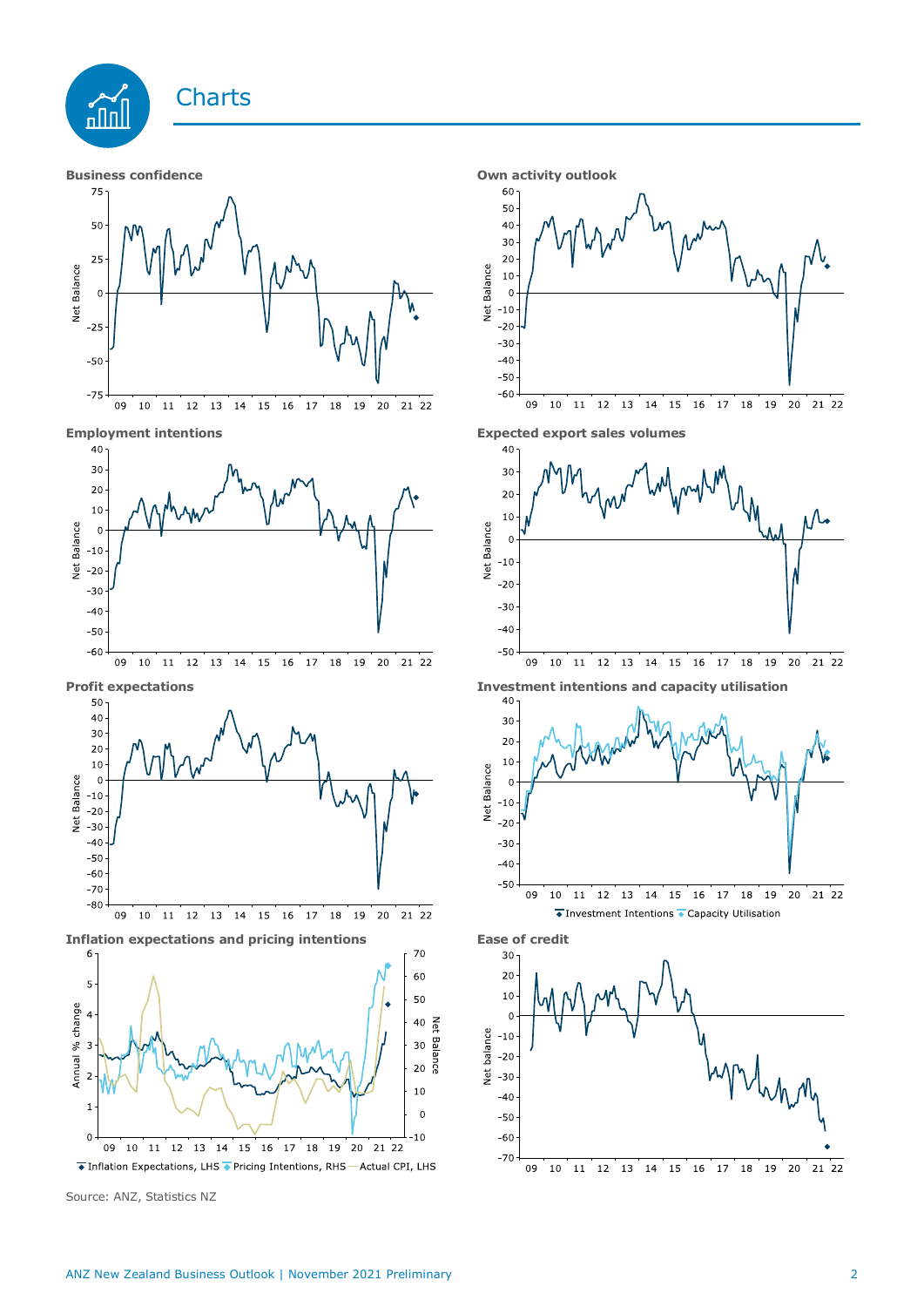# Charts

**Business confidence**

**Own activity outlook**

**Employment intentions**

**Expected export sales volumes**

**Profit expectations**

**Investment intentions and capacity utilisation**

**Inflation expectations and pricing intentions**

**Ease of credit**

Source: ANZ, Statistics NZ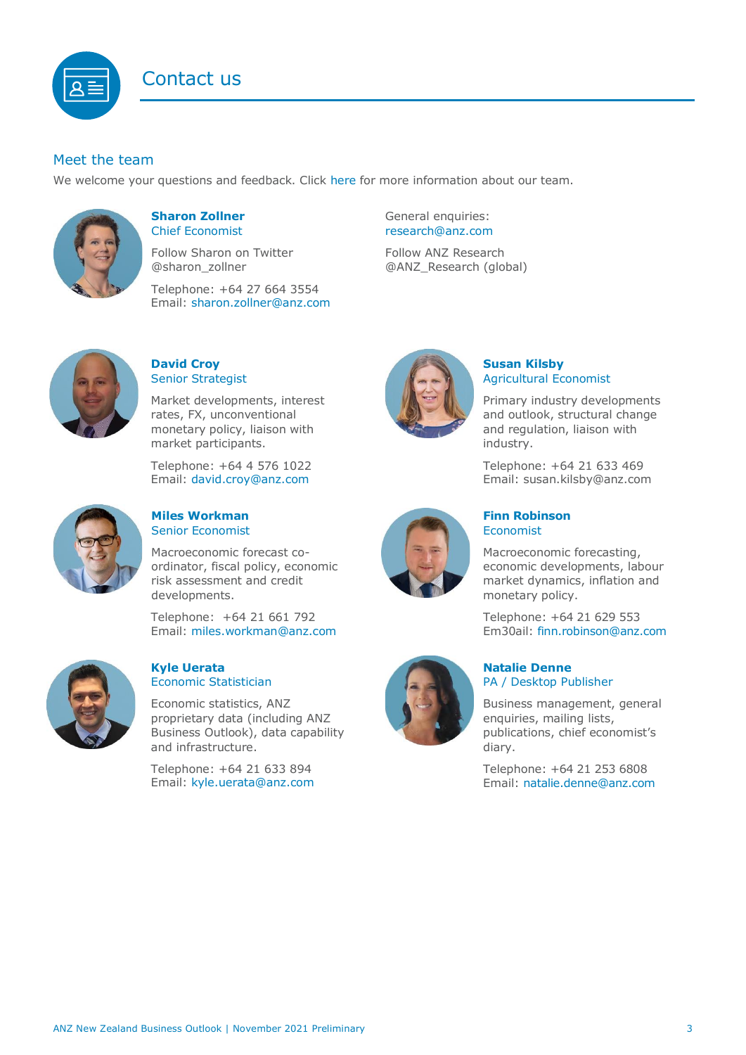# Contact us

## Meet the team

We welcome your questions and feedback. Click here for more information about our team.

**Sharon Zollner**
Chief Economist

Follow Sharon on Twitter
@sharon_zollner

Telephone: +64 27 664 3554
Email: sharon.zollner@anz.com

General enquiries:
research@anz.com

Follow ANZ Research
@ANZ_Research (global)

**David Croy**
Senior Strategist

Market developments, interest rates, FX, unconventional monetary policy, liaison with market participants.

Telephone: +64 4 576 1022
Email: david.croy@anz.com

**Susan Kilsby**
Agricultural Economist

Primary industry developments and outlook, structural change and regulation, liaison with industry.

Telephone: +64 21 633 469
Email: susan.kilsby@anz.com

**Miles Workman**
Senior Economist

Macroeconomic forecast co-ordinator, fiscal policy, economic risk assessment and credit developments.

Telephone: +64 21 661 792
Email: miles.workman@anz.com

**Finn Robinson**
Economist

Macroeconomic forecasting, economic developments, labour market dynamics, inflation and monetary policy.

Telephone: +64 21 629 553
Em30ail: finn.robinson@anz.com

**Kyle Uerata**
Economic Statistician

Economic statistics, ANZ proprietary data (including ANZ Business Outlook), data capability and infrastructure.

Telephone: +64 21 633 894
Email: kyle.uerata@anz.com

**Natalie Denne**
PA / Desktop Publisher

Business management, general enquiries, mailing lists, publications, chief economist's diary.

Telephone: +64 21 253 6808
Email: natalie.denne@anz.com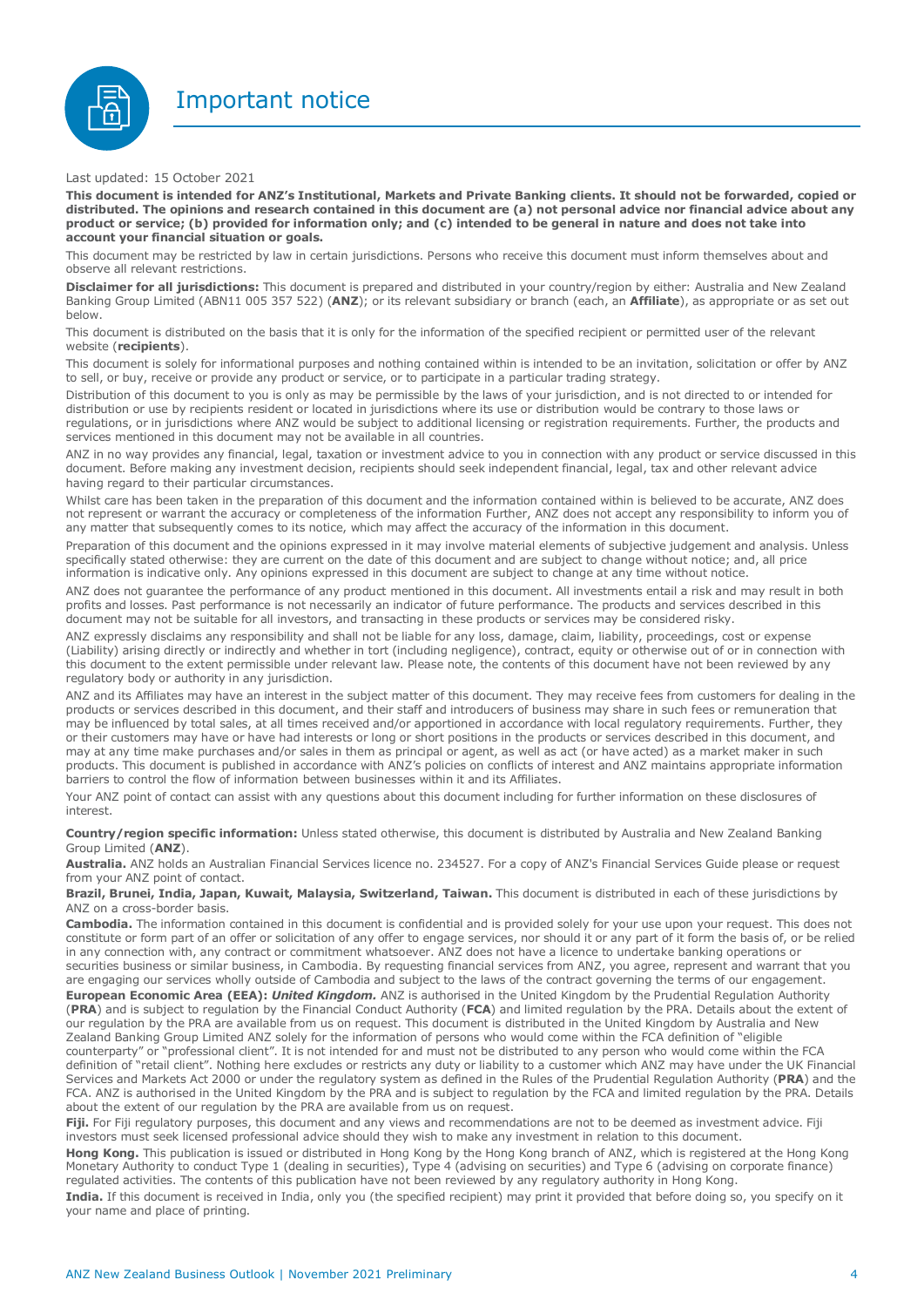# Important notice

Last updated: 15 October 2021

**This document is intended for ANZ's Institutional, Markets and Private Banking clients. It should not be forwarded, copied or distributed. The opinions and research contained in this document are (a) not personal advice nor financial advice about any product or service; (b) provided for information only; and (c) intended to be general in nature and does not take into account your financial situation or goals.**

This document may be restricted by law in certain jurisdictions. Persons who receive this document must inform themselves about and observe all relevant restrictions.

**Disclaimer for all jurisdictions:** This document is prepared and distributed in your country/region by either: Australia and New Zealand Banking Group Limited (ABN11 005 357 522) (**ANZ**); or its relevant subsidiary or branch (each, an **Affiliate**), as appropriate or as set out below.

This document is distributed on the basis that it is only for the information of the specified recipient or permitted user of the relevant website (**recipients**).

This document is solely for informational purposes and nothing contained within is intended to be an invitation, solicitation or offer by ANZ to sell, or buy, receive or provide any product or service, or to participate in a particular trading strategy.

Distribution of this document to you is only as may be permissible by the laws of your jurisdiction, and is not directed to or intended for distribution or use by recipients resident or located in jurisdictions where its use or distribution would be contrary to those laws or regulations, or in jurisdictions where ANZ would be subject to additional licensing or registration requirements. Further, the products and services mentioned in this document may not be available in all countries.

ANZ in no way provides any financial, legal, taxation or investment advice to you in connection with any product or service discussed in this document. Before making any investment decision, recipients should seek independent financial, legal, tax and other relevant advice having regard to their particular circumstances.

Whilst care has been taken in the preparation of this document and the information contained within is believed to be accurate, ANZ does not represent or warrant the accuracy or completeness of the information Further, ANZ does not accept any responsibility to inform you of any matter that subsequently comes to its notice, which may affect the accuracy of the information in this document.

Preparation of this document and the opinions expressed in it may involve material elements of subjective judgement and analysis. Unless specifically stated otherwise: they are current on the date of this document and are subject to change without notice; and, all price information is indicative only. Any opinions expressed in this document are subject to change at any time without notice.

ANZ does not guarantee the performance of any product mentioned in this document. All investments entail a risk and may result in both profits and losses. Past performance is not necessarily an indicator of future performance. The products and services described in this document may not be suitable for all investors, and transacting in these products or services may be considered risky.

ANZ expressly disclaims any responsibility and shall not be liable for any loss, damage, claim, liability, proceedings, cost or expense (Liability) arising directly or indirectly and whether in tort (including negligence), contract, equity or otherwise out of or in connection with this document to the extent permissible under relevant law. Please note, the contents of this document have not been reviewed by any regulatory body or authority in any jurisdiction.

ANZ and its Affiliates may have an interest in the subject matter of this document. They may receive fees from customers for dealing in the products or services described in this document, and their staff and introducers of business may share in such fees or remuneration that may be influenced by total sales, at all times received and/or apportioned in accordance with local regulatory requirements. Further, they or their customers may have or have had interests or long or short positions in the products or services described in this document, and may at any time make purchases and/or sales in them as principal or agent, as well as act (or have acted) as a market maker in such products. This document is published in accordance with ANZ's policies on conflicts of interest and ANZ maintains appropriate information barriers to control the flow of information between businesses within it and its Affiliates.

Your ANZ point of contact can assist with any questions about this document including for further information on these disclosures of interest.

**Country/region specific information:** Unless stated otherwise, this document is distributed by Australia and New Zealand Banking Group Limited (**ANZ**).

**Australia.** ANZ holds an Australian Financial Services licence no. 234527. For a copy of ANZ's Financial Services Guide please or request from your ANZ point of contact.

**Brazil, Brunei, India, Japan, Kuwait, Malaysia, Switzerland, Taiwan.** This document is distributed in each of these jurisdictions by ANZ on a cross-border basis.

**Cambodia.** The information contained in this document is confidential and is provided solely for your use upon your request. This does not constitute or form part of an offer or solicitation of any offer to engage services, nor should it or any part of it form the basis of, or be relied in any connection with, any contract or commitment whatsoever. ANZ does not have a licence to undertake banking operations or securities business or similar business, in Cambodia. By requesting financial services from ANZ, you agree, represent and warrant that you are engaging our services wholly outside of Cambodia and subject to the laws of the contract governing the terms of our engagement.

**European Economic Area (EEA):** ***United Kingdom.*** ANZ is authorised in the United Kingdom by the Prudential Regulation Authority (**PRA**) and is subject to regulation by the Financial Conduct Authority (**FCA**) and limited regulation by the PRA. Details about the extent of our regulation by the PRA are available from us on request. This document is distributed in the United Kingdom by Australia and New Zealand Banking Group Limited ANZ solely for the information of persons who would come within the FCA definition of "eligible counterparty" or "professional client". It is not intended for and must not be distributed to any person who would come within the FCA definition of "retail client". Nothing here excludes or restricts any duty or liability to a customer which ANZ may have under the UK Financial Services and Markets Act 2000 or under the regulatory system as defined in the Rules of the Prudential Regulation Authority (**PRA**) and the FCA. ANZ is authorised in the United Kingdom by the PRA and is subject to regulation by the FCA and limited regulation by the PRA. Details about the extent of our regulation by the PRA are available from us on request.

**Fiji.** For Fiji regulatory purposes, this document and any views and recommendations are not to be deemed as investment advice. Fiji investors must seek licensed professional advice should they wish to make any investment in relation to this document.

**Hong Kong.** This publication is issued or distributed in Hong Kong by the Hong Kong branch of ANZ, which is registered at the Hong Kong Monetary Authority to conduct Type 1 (dealing in securities), Type 4 (advising on securities) and Type 6 (advising on corporate finance) regulated activities. The contents of this publication have not been reviewed by any regulatory authority in Hong Kong.

**India.** If this document is received in India, only you (the specified recipient) may print it provided that before doing so, you specify on it your name and place of printing.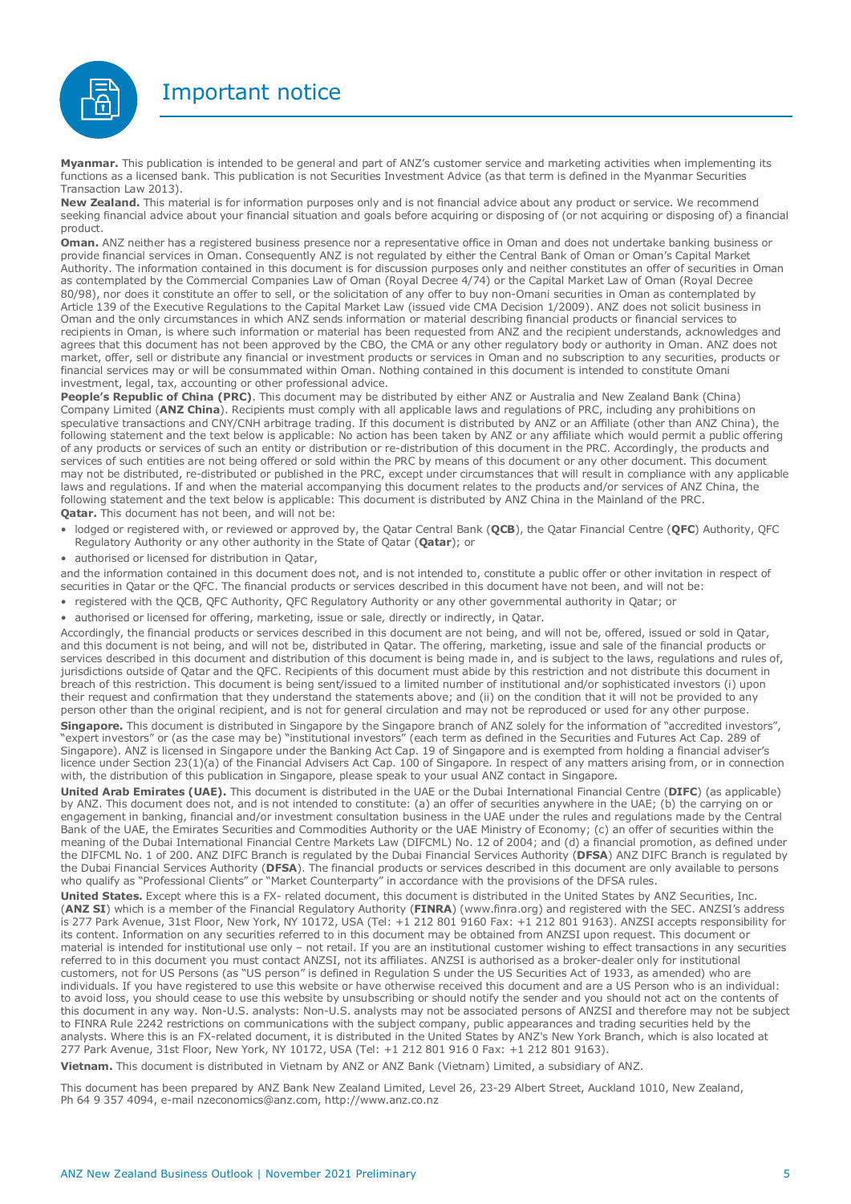# Important notice

**Myanmar.** This publication is intended to be general and part of ANZ's customer service and marketing activities when implementing its functions as a licensed bank. This publication is not Securities Investment Advice (as that term is defined in the Myanmar Securities Transaction Law 2013).

**New Zealand.** This material is for information purposes only and is not financial advice about any product or service. We recommend seeking financial advice about your financial situation and goals before acquiring or disposing of (or not acquiring or disposing of) a financial product.

**Oman.** ANZ neither has a registered business presence nor a representative office in Oman and does not undertake banking business or provide financial services in Oman. Consequently ANZ is not regulated by either the Central Bank of Oman or Oman's Capital Market Authority. The information contained in this document is for discussion purposes only and neither constitutes an offer of securities in Oman as contemplated by the Commercial Companies Law of Oman (Royal Decree 4/74) or the Capital Market Law of Oman (Royal Decree 80/98), nor does it constitute an offer to sell, or the solicitation of any offer to buy non-Omani securities in Oman as contemplated by Article 139 of the Executive Regulations to the Capital Market Law (issued vide CMA Decision 1/2009). ANZ does not solicit business in Oman and the only circumstances in which ANZ sends information or material describing financial products or financial services to recipients in Oman, is where such information or material has been requested from ANZ and the recipient understands, acknowledges and agrees that this document has not been approved by the CBO, the CMA or any other regulatory body or authority in Oman. ANZ does not market, offer, sell or distribute any financial or investment products or services in Oman and no subscription to any securities, products or financial services may or will be consummated within Oman. Nothing contained in this document is intended to constitute Omani investment, legal, tax, accounting or other professional advice.

**People's Republic of China (PRC)**. This document may be distributed by either ANZ or Australia and New Zealand Bank (China) Company Limited (**ANZ China**). Recipients must comply with all applicable laws and regulations of PRC, including any prohibitions on speculative transactions and CNY/CNH arbitrage trading. If this document is distributed by ANZ or an Affiliate (other than ANZ China), the following statement and the text below is applicable: No action has been taken by ANZ or any affiliate which would permit a public offering of any products or services of such an entity or distribution or re-distribution of this document in the PRC. Accordingly, the products and services of such entities are not being offered or sold within the PRC by means of this document or any other document. This document may not be distributed, re-distributed or published in the PRC, except under circumstances that will result in compliance with any applicable laws and regulations. If and when the material accompanying this document relates to the products and/or services of ANZ China, the following statement and the text below is applicable: This document is distributed by ANZ China in the Mainland of the PRC.

**Qatar.** This document has not been, and will not be:

- lodged or registered with, or reviewed or approved by, the Qatar Central Bank (**QCB**), the Qatar Financial Centre (**QFC**) Authority, QFC Regulatory Authority or any other authority in the State of Qatar (**Qatar**); or
- authorised or licensed for distribution in Qatar,

and the information contained in this document does not, and is not intended to, constitute a public offer or other invitation in respect of securities in Qatar or the QFC. The financial products or services described in this document have not been, and will not be:

- registered with the QCB, QFC Authority, QFC Regulatory Authority or any other governmental authority in Qatar; or
- authorised or licensed for offering, marketing, issue or sale, directly or indirectly, in Qatar.

Accordingly, the financial products or services described in this document are not being, and will not be, offered, issued or sold in Qatar, and this document is not being, and will not be, distributed in Qatar. The offering, marketing, issue and sale of the financial products or services described in this document and distribution of this document is being made in, and is subject to the laws, regulations and rules of, jurisdictions outside of Qatar and the QFC. Recipients of this document must abide by this restriction and not distribute this document in breach of this restriction. This document is being sent/issued to a limited number of institutional and/or sophisticated investors (i) upon their request and confirmation that they understand the statements above; and (ii) on the condition that it will not be provided to any person other than the original recipient, and is not for general circulation and may not be reproduced or used for any other purpose.

**Singapore.** This document is distributed in Singapore by the Singapore branch of ANZ solely for the information of "accredited investors", "expert investors" or (as the case may be) "institutional investors" (each term as defined in the Securities and Futures Act Cap. 289 of Singapore). ANZ is licensed in Singapore under the Banking Act Cap. 19 of Singapore and is exempted from holding a financial adviser's licence under Section 23(1)(a) of the Financial Advisers Act Cap. 100 of Singapore. In respect of any matters arising from, or in connection with, the distribution of this publication in Singapore, please speak to your usual ANZ contact in Singapore.

**United Arab Emirates (UAE).** This document is distributed in the UAE or the Dubai International Financial Centre (**DIFC**) (as applicable) by ANZ. This document does not, and is not intended to constitute: (a) an offer of securities anywhere in the UAE; (b) the carrying on or engagement in banking, financial and/or investment consultation business in the UAE under the rules and regulations made by the Central Bank of the UAE, the Emirates Securities and Commodities Authority or the UAE Ministry of Economy; (c) an offer of securities within the meaning of the Dubai International Financial Centre Markets Law (DIFCML) No. 12 of 2004; and (d) a financial promotion, as defined under the DIFCML No. 1 of 200. ANZ DIFC Branch is regulated by the Dubai Financial Services Authority (**DFSA**) ANZ DIFC Branch is regulated by the Dubai Financial Services Authority (**DFSA**). The financial products or services described in this document are only available to persons who qualify as "Professional Clients" or "Market Counterparty" in accordance with the provisions of the DFSA rules.

**United States.** Except where this is a FX- related document, this document is distributed in the United States by ANZ Securities, Inc. (**ANZ SI**) which is a member of the Financial Regulatory Authority (**FINRA**) (www.finra.org) and registered with the SEC. ANZSI's address is 277 Park Avenue, 31st Floor, New York, NY 10172, USA (Tel: +1 212 801 9160 Fax: +1 212 801 9163). ANZSI accepts responsibility for its content. Information on any securities referred to in this document may be obtained from ANZSI upon request. This document or material is intended for institutional use only – not retail. If you are an institutional customer wishing to effect transactions in any securities referred to in this document you must contact ANZSI, not its affiliates. ANZSI is authorised as a broker-dealer only for institutional customers, not for US Persons (as "US person" is defined in Regulation S under the US Securities Act of 1933, as amended) who are individuals. If you have registered to use this website or have otherwise received this document and are a US Person who is an individual: to avoid loss, you should cease to use this website by unsubscribing or should notify the sender and you should not act on the contents of this document in any way. Non-U.S. analysts: Non-U.S. analysts may not be associated persons of ANZSI and therefore may not be subject to FINRA Rule 2242 restrictions on communications with the subject company, public appearances and trading securities held by the analysts. Where this is an FX-related document, it is distributed in the United States by ANZ's New York Branch, which is also located at 277 Park Avenue, 31st Floor, New York, NY 10172, USA (Tel: +1 212 801 916 0 Fax: +1 212 801 9163).

**Vietnam.** This document is distributed in Vietnam by ANZ or ANZ Bank (Vietnam) Limited, a subsidiary of ANZ.

This document has been prepared by ANZ Bank New Zealand Limited, Level 26, 23-29 Albert Street, Auckland 1010, New Zealand, Ph 64 9 357 4094, e-mail nzeconomics@anz.com, http://www.anz.co.nz